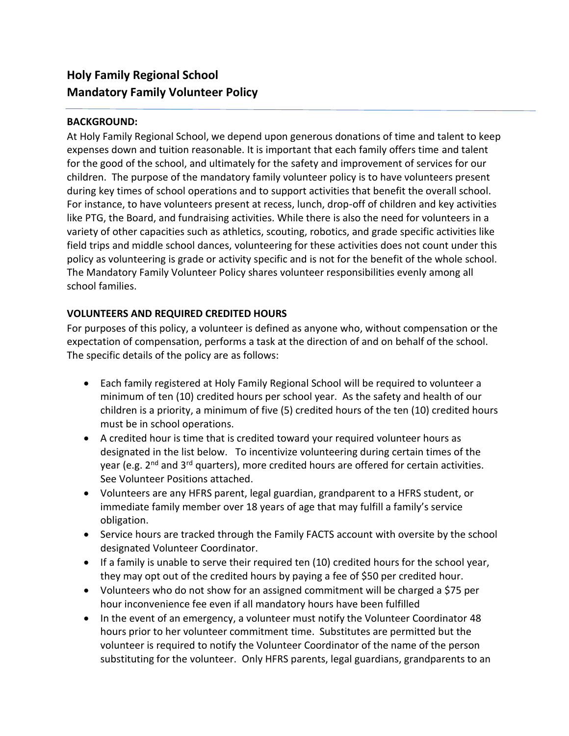# Holy Family Regional School
# Mandatory Family Volunteer Policy

**BACKGROUND:**

At Holy Family Regional School, we depend upon generous donations of time and talent to keep expenses down and tuition reasonable. It is important that each family offers time and talent for the good of the school, and ultimately for the safety and improvement of services for our children. The purpose of the mandatory family volunteer policy is to have volunteers present during key times of school operations and to support activities that benefit the overall school. For instance, to have volunteers present at recess, lunch, drop-off of children and key activities like PTG, the Board, and fundraising activities. While there is also the need for volunteers in a variety of other capacities such as athletics, scouting, robotics, and grade specific activities like field trips and middle school dances, volunteering for these activities does not count under this policy as volunteering is grade or activity specific and is not for the benefit of the whole school. The Mandatory Family Volunteer Policy shares volunteer responsibilities evenly among all school families.

**VOLUNTEERS AND REQUIRED CREDITED HOURS**

For purposes of this policy, a volunteer is defined as anyone who, without compensation or the expectation of compensation, performs a task at the direction of and on behalf of the school. The specific details of the policy are as follows:

- Each family registered at Holy Family Regional School will be required to volunteer a minimum of ten (10) credited hours per school year. As the safety and health of our children is a priority, a minimum of five (5) credited hours of the ten (10) credited hours must be in school operations.
- A credited hour is time that is credited toward your required volunteer hours as designated in the list below. To incentivize volunteering during certain times of the year (e.g. 2nd and 3rd quarters), more credited hours are offered for certain activities. See Volunteer Positions attached.
- Volunteers are any HFRS parent, legal guardian, grandparent to a HFRS student, or immediate family member over 18 years of age that may fulfill a family's service obligation.
- Service hours are tracked through the Family FACTS account with oversite by the school designated Volunteer Coordinator.
- If a family is unable to serve their required ten (10) credited hours for the school year, they may opt out of the credited hours by paying a fee of $50 per credited hour.
- Volunteers who do not show for an assigned commitment will be charged a $75 per hour inconvenience fee even if all mandatory hours have been fulfilled
- In the event of an emergency, a volunteer must notify the Volunteer Coordinator 48 hours prior to her volunteer commitment time. Substitutes are permitted but the volunteer is required to notify the Volunteer Coordinator of the name of the person substituting for the volunteer. Only HFRS parents, legal guardians, grandparents to an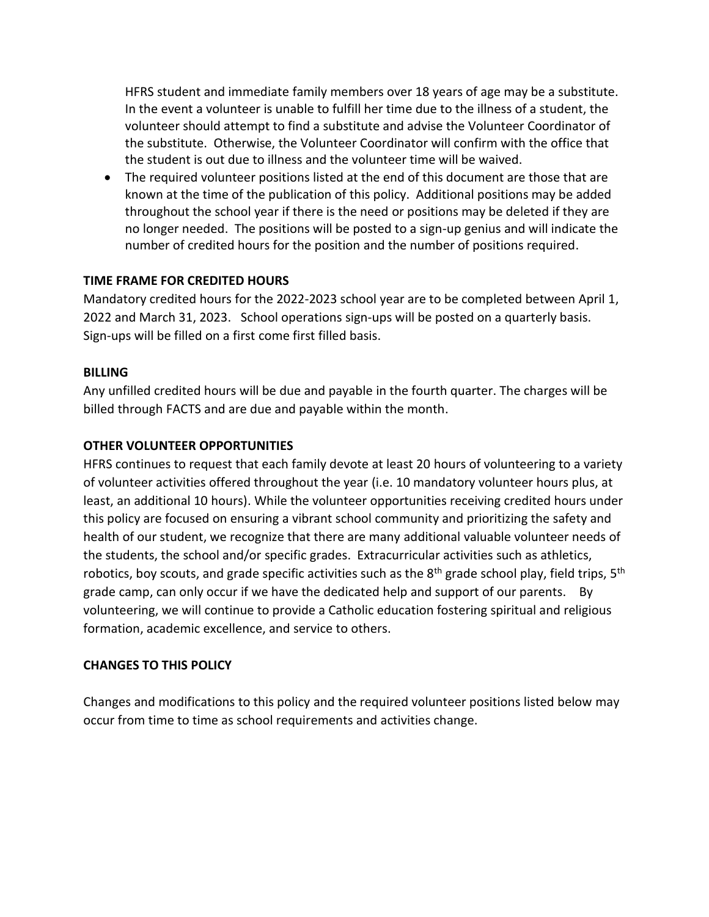HFRS student and immediate family members over 18 years of age may be a substitute. In the event a volunteer is unable to fulfill her time due to the illness of a student, the volunteer should attempt to find a substitute and advise the Volunteer Coordinator of the substitute. Otherwise, the Volunteer Coordinator will confirm with the office that the student is out due to illness and the volunteer time will be waived.

- The required volunteer positions listed at the end of this document are those that are known at the time of the publication of this policy. Additional positions may be added throughout the school year if there is the need or positions may be deleted if they are no longer needed. The positions will be posted to a sign-up genius and will indicate the number of credited hours for the position and the number of positions required.

**TIME FRAME FOR CREDITED HOURS**

Mandatory credited hours for the 2022-2023 school year are to be completed between April 1, 2022 and March 31, 2023. School operations sign-ups will be posted on a quarterly basis. Sign-ups will be filled on a first come first filled basis.

**BILLING**

Any unfilled credited hours will be due and payable in the fourth quarter. The charges will be billed through FACTS and are due and payable within the month.

**OTHER VOLUNTEER OPPORTUNITIES**

HFRS continues to request that each family devote at least 20 hours of volunteering to a variety of volunteer activities offered throughout the year (i.e. 10 mandatory volunteer hours plus, at least, an additional 10 hours). While the volunteer opportunities receiving credited hours under this policy are focused on ensuring a vibrant school community and prioritizing the safety and health of our student, we recognize that there are many additional valuable volunteer needs of the students, the school and/or specific grades. Extracurricular activities such as athletics, robotics, boy scouts, and grade specific activities such as the 8th grade school play, field trips, 5th grade camp, can only occur if we have the dedicated help and support of our parents. By volunteering, we will continue to provide a Catholic education fostering spiritual and religious formation, academic excellence, and service to others.

**CHANGES TO THIS POLICY**

Changes and modifications to this policy and the required volunteer positions listed below may occur from time to time as school requirements and activities change.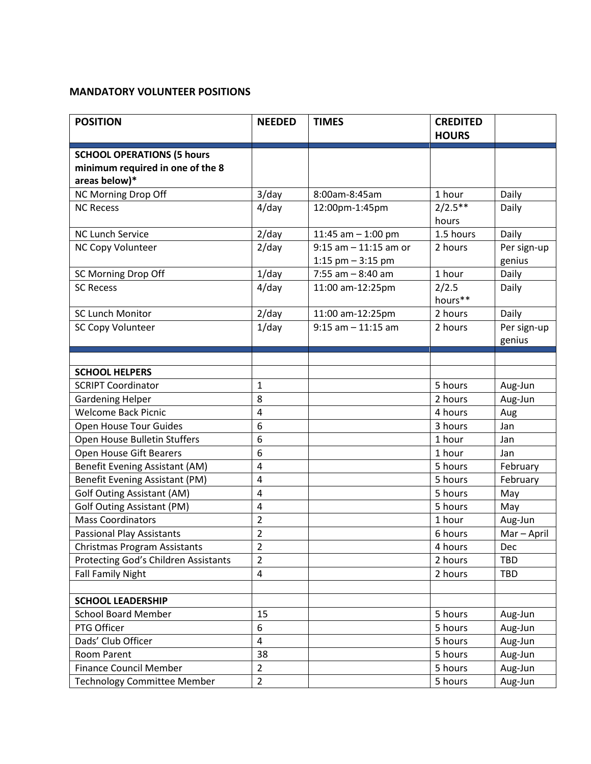**MANDATORY VOLUNTEER POSITIONS**

| POSITION | NEEDED | TIMES | CREDITED HOURS | |
|---|---|---|---|---|
| **SCHOOL OPERATIONS (5 hours minimum required in one of the 8 areas below)*** | | | | |
| NC Morning Drop Off | 3/day | 8:00am-8:45am | 1 hour | Daily |
| NC Recess | 4/day | 12:00pm-1:45pm | 2/2.5** hours | Daily |
| NC Lunch Service | 2/day | 11:45 am – 1:00 pm | 1.5 hours | Daily |
| NC Copy Volunteer | 2/day | 9:15 am – 11:15 am or 1:15 pm – 3:15 pm | 2 hours | Per sign-up genius |
| SC Morning Drop Off | 1/day | 7:55 am – 8:40 am | 1 hour | Daily |
| SC Recess | 4/day | 11:00 am-12:25pm | 2/2.5 hours** | Daily |
| SC Lunch Monitor | 2/day | 11:00 am-12:25pm | 2 hours | Daily |
| SC Copy Volunteer | 1/day | 9:15 am – 11:15 am | 2 hours | Per sign-up genius |
| | | | | |
| **SCHOOL HELPERS** | | | | |
| SCRIPT Coordinator | 1 | | 5 hours | Aug-Jun |
| Gardening Helper | 8 | | 2 hours | Aug-Jun |
| Welcome Back Picnic | 4 | | 4 hours | Aug |
| Open House Tour Guides | 6 | | 3 hours | Jan |
| Open House Bulletin Stuffers | 6 | | 1 hour | Jan |
| Open House Gift Bearers | 6 | | 1 hour | Jan |
| Benefit Evening Assistant (AM) | 4 | | 5 hours | February |
| Benefit Evening Assistant (PM) | 4 | | 5 hours | February |
| Golf Outing Assistant (AM) | 4 | | 5 hours | May |
| Golf Outing Assistant (PM) | 4 | | 5 hours | May |
| Mass Coordinators | 2 | | 1 hour | Aug-Jun |
| Passional Play Assistants | 2 | | 6 hours | Mar – April |
| Christmas Program Assistants | 2 | | 4 hours | Dec |
| Protecting God's Children Assistants | 2 | | 2 hours | TBD |
| Fall Family Night | 4 | | 2 hours | TBD |
| | | | | |
| **SCHOOL LEADERSHIP** | | | | |
| School Board Member | 15 | | 5 hours | Aug-Jun |
| PTG Officer | 6 | | 5 hours | Aug-Jun |
| Dads' Club Officer | 4 | | 5 hours | Aug-Jun |
| Room Parent | 38 | | 5 hours | Aug-Jun |
| Finance Council Member | 2 | | 5 hours | Aug-Jun |
| Technology Committee Member | 2 | | 5 hours | Aug-Jun |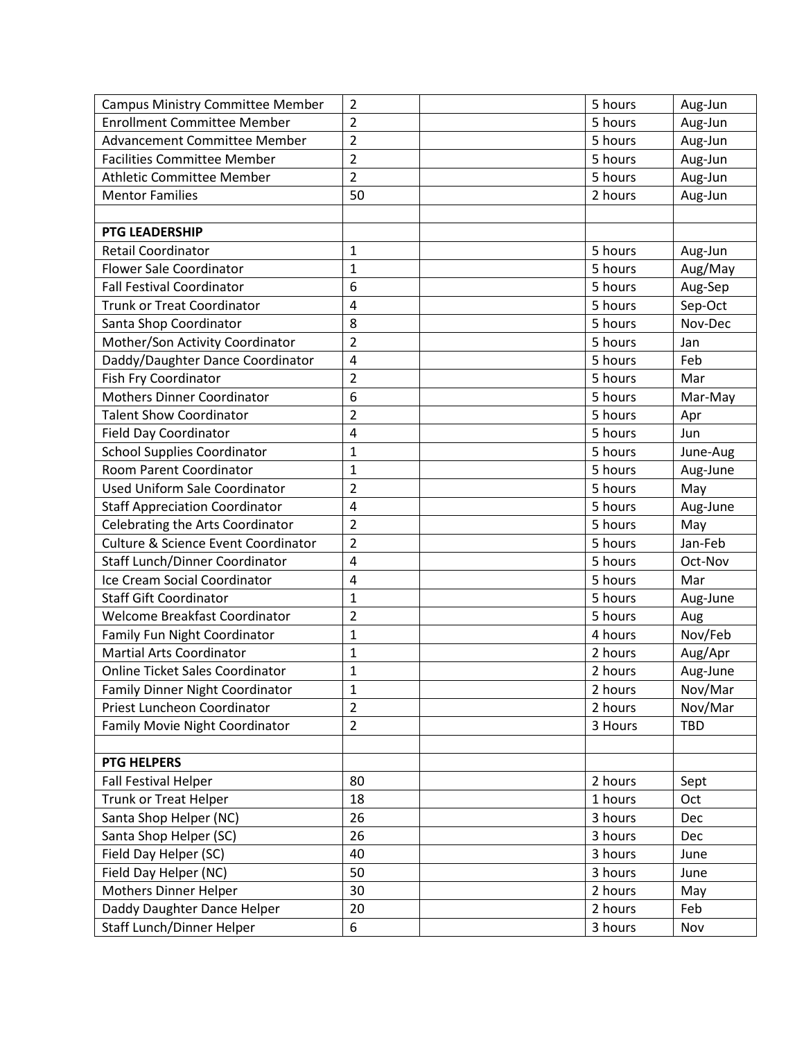| | | | | |
|---|---|---|---|---|
| Campus Ministry Committee Member | 2 | | 5 hours | Aug-Jun |
| Enrollment Committee Member | 2 | | 5 hours | Aug-Jun |
| Advancement Committee Member | 2 | | 5 hours | Aug-Jun |
| Facilities Committee Member | 2 | | 5 hours | Aug-Jun |
| Athletic Committee Member | 2 | | 5 hours | Aug-Jun |
| Mentor Families | 50 | | 2 hours | Aug-Jun |
| | | | | |
| **PTG LEADERSHIP** | | | | |
| Retail Coordinator | 1 | | 5 hours | Aug-Jun |
| Flower Sale Coordinator | 1 | | 5 hours | Aug/May |
| Fall Festival Coordinator | 6 | | 5 hours | Aug-Sep |
| Trunk or Treat Coordinator | 4 | | 5 hours | Sep-Oct |
| Santa Shop Coordinator | 8 | | 5 hours | Nov-Dec |
| Mother/Son Activity Coordinator | 2 | | 5 hours | Jan |
| Daddy/Daughter Dance Coordinator | 4 | | 5 hours | Feb |
| Fish Fry Coordinator | 2 | | 5 hours | Mar |
| Mothers Dinner Coordinator | 6 | | 5 hours | Mar-May |
| Talent Show Coordinator | 2 | | 5 hours | Apr |
| Field Day Coordinator | 4 | | 5 hours | Jun |
| School Supplies Coordinator | 1 | | 5 hours | June-Aug |
| Room Parent Coordinator | 1 | | 5 hours | Aug-June |
| Used Uniform Sale Coordinator | 2 | | 5 hours | May |
| Staff Appreciation Coordinator | 4 | | 5 hours | Aug-June |
| Celebrating the Arts Coordinator | 2 | | 5 hours | May |
| Culture & Science Event Coordinator | 2 | | 5 hours | Jan-Feb |
| Staff Lunch/Dinner Coordinator | 4 | | 5 hours | Oct-Nov |
| Ice Cream Social Coordinator | 4 | | 5 hours | Mar |
| Staff Gift Coordinator | 1 | | 5 hours | Aug-June |
| Welcome Breakfast Coordinator | 2 | | 5 hours | Aug |
| Family Fun Night Coordinator | 1 | | 4 hours | Nov/Feb |
| Martial Arts Coordinator | 1 | | 2 hours | Aug/Apr |
| Online Ticket Sales Coordinator | 1 | | 2 hours | Aug-June |
| Family Dinner Night Coordinator | 1 | | 2 hours | Nov/Mar |
| Priest Luncheon Coordinator | 2 | | 2 hours | Nov/Mar |
| Family Movie Night Coordinator | 2 | | 3 Hours | TBD |
| | | | | |
| **PTG HELPERS** | | | | |
| Fall Festival Helper | 80 | | 2 hours | Sept |
| Trunk or Treat Helper | 18 | | 1 hours | Oct |
| Santa Shop Helper (NC) | 26 | | 3 hours | Dec |
| Santa Shop Helper (SC) | 26 | | 3 hours | Dec |
| Field Day Helper (SC) | 40 | | 3 hours | June |
| Field Day Helper (NC) | 50 | | 3 hours | June |
| Mothers Dinner Helper | 30 | | 2 hours | May |
| Daddy Daughter Dance Helper | 20 | | 2 hours | Feb |
| Staff Lunch/Dinner Helper | 6 | | 3 hours | Nov |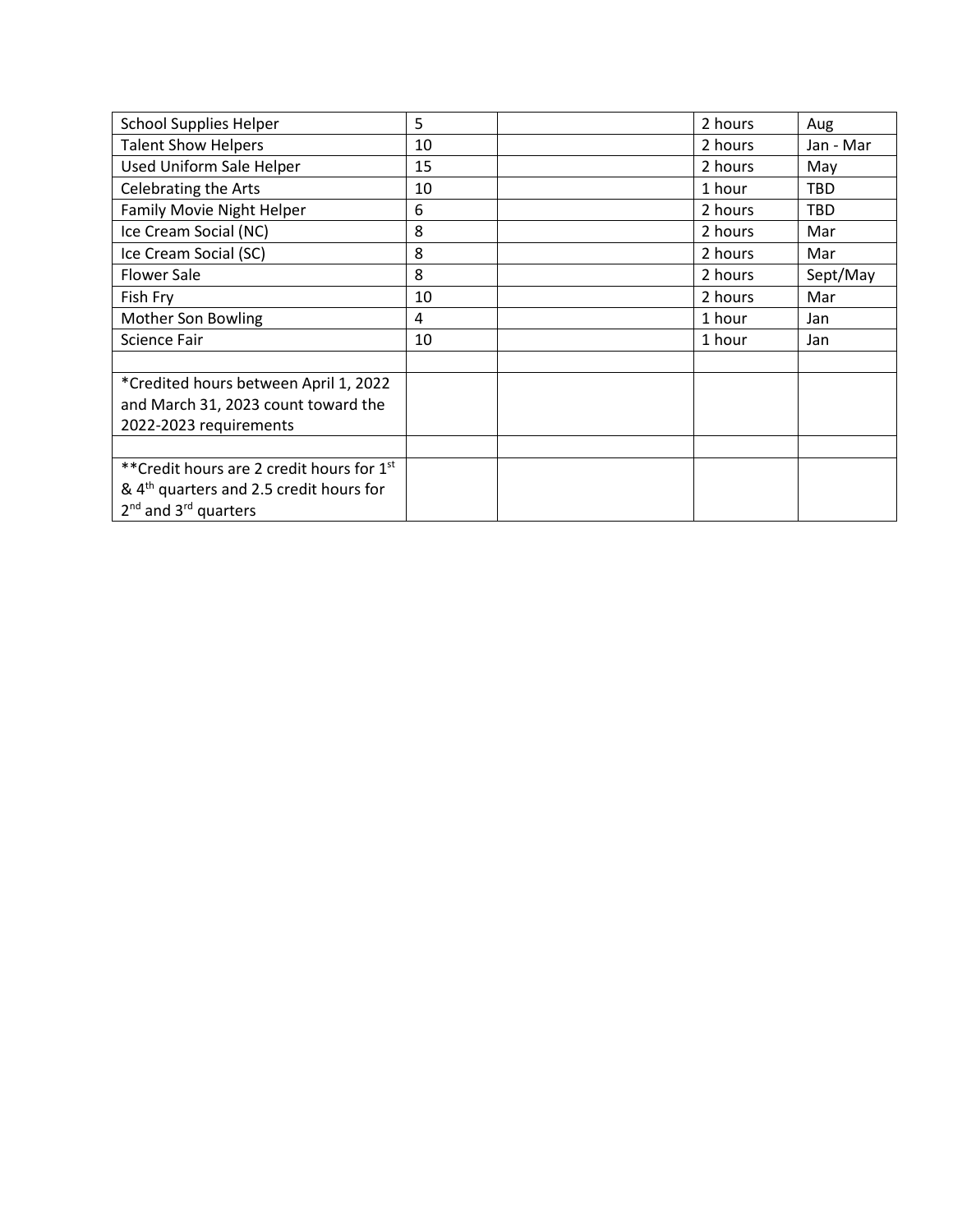| | | | | |
|---|---|---|---|---|
| School Supplies Helper | 5 | | 2 hours | Aug |
| Talent Show Helpers | 10 | | 2 hours | Jan - Mar |
| Used Uniform Sale Helper | 15 | | 2 hours | May |
| Celebrating the Arts | 10 | | 1 hour | TBD |
| Family Movie Night Helper | 6 | | 2 hours | TBD |
| Ice Cream Social (NC) | 8 | | 2 hours | Mar |
| Ice Cream Social (SC) | 8 | | 2 hours | Mar |
| Flower Sale | 8 | | 2 hours | Sept/May |
| Fish Fry | 10 | | 2 hours | Mar |
| Mother Son Bowling | 4 | | 1 hour | Jan |
| Science Fair | 10 | | 1 hour | Jan |
| | | | | |
| *Credited hours between April 1, 2022 and March 31, 2023 count toward the 2022-2023 requirements | | | | |
| | | | | |
| **Credit hours are 2 credit hours for 1st & 4th quarters and 2.5 credit hours for 2nd and 3rd quarters | | | | |